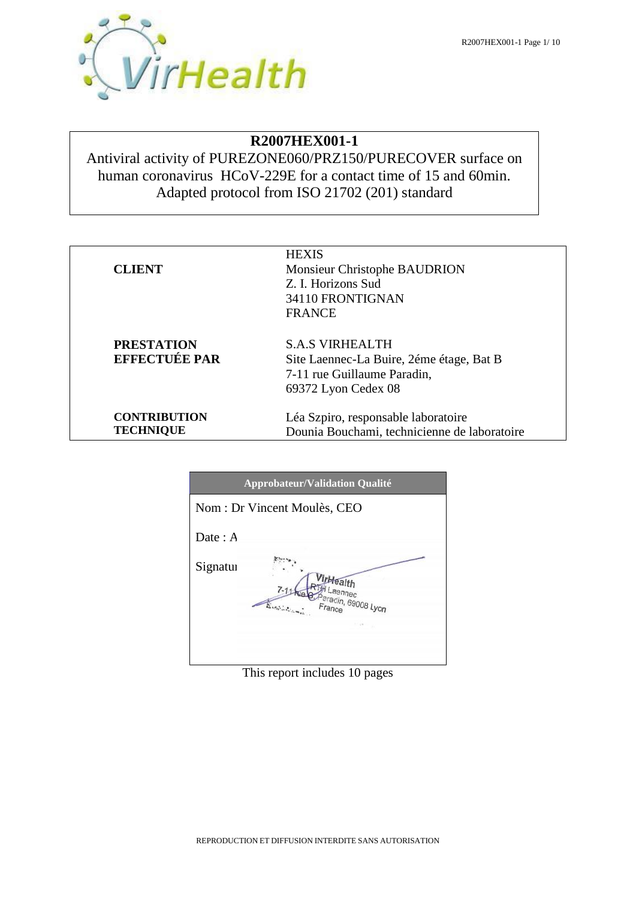# R2007HEX001-1

Antiviral activity of PUREZONE060/PRZ150/PURECOVER surface on human coronavirus HCoV-229E for a contact time of 15 and 60min.
Adapted protocol from ISO 21702 (201) standard

| | |
|---|---|
| **CLIENT** | HEXIS<br>Monsieur Christophe BAUDRION<br>Z. I. Horizons Sud<br>34110 FRONTIGNAN<br>FRANCE |
| **PRESTATION EFFECTUÉE PAR** | S.A.S VIRHEALTH<br>Site Laennec-La Buire, 2éme étage, Bat B<br>7-11 rue Guillaume Paradin,<br>69372 Lyon Cedex 08 |
| **CONTRIBUTION TECHNIQUE** | Léa Szpiro, responsable laboratoire<br>Dounia Bouchami, technicienne de laboratoire |

| **Approbateur/Validation Qualité** |
|---|
| Nom : Dr Vincent Moulès, CEO |
| Date : A |
| Signatu |

This report includes 10 pages

REPRODUCTION ET DIFFUSION INTERDITE SANS AUTORISATION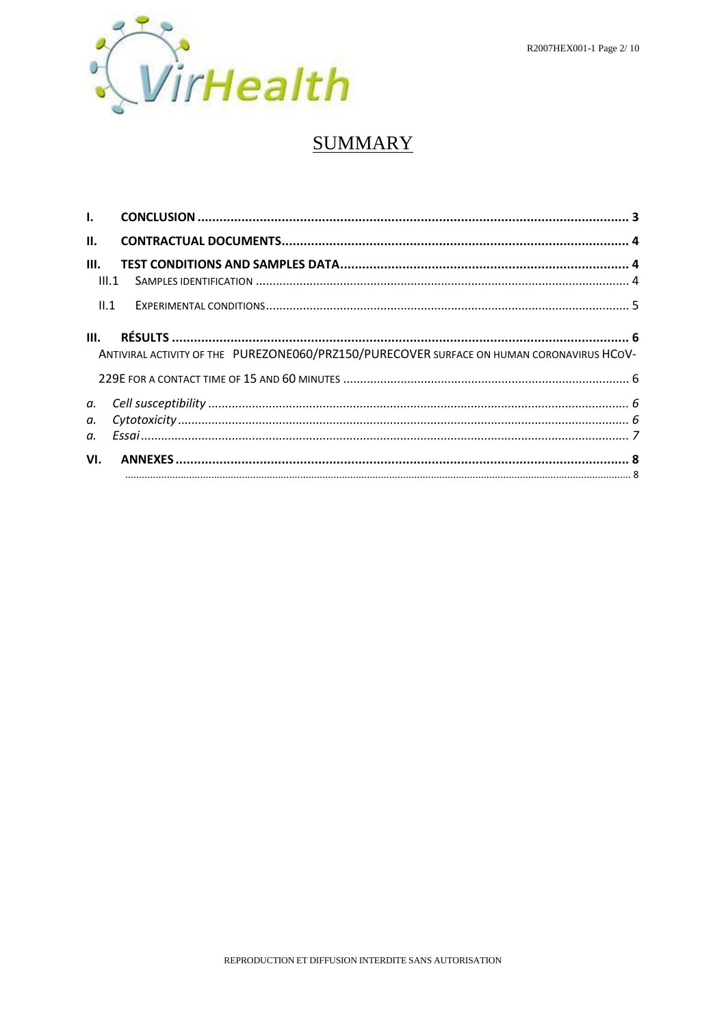# SUMMARY

**I. CONCLUSION** ........ 3

**II. CONTRACTUAL DOCUMENTS** ........ 4

**III. TEST CONDITIONS AND SAMPLES DATA** ........ 4

III.1 SAMPLES IDENTIFICATION ........ 4

II.1 EXPERIMENTAL CONDITIONS ........ 5

**III. RÉSULTS** ........ 6

ANTIVIRAL ACTIVITY OF THE PUREZONE060/PRZ150/PURECOVER SURFACE ON HUMAN CORONAVIRUS HCOV-229E FOR A CONTACT TIME OF 15 AND 60 MINUTES ........ 6

*a. Cell susceptibility* ........ 6

*a. Cytotoxicity* ........ 6

*a. Essai* ........ 7

**VI. ANNEXES** ........ 8

........ 8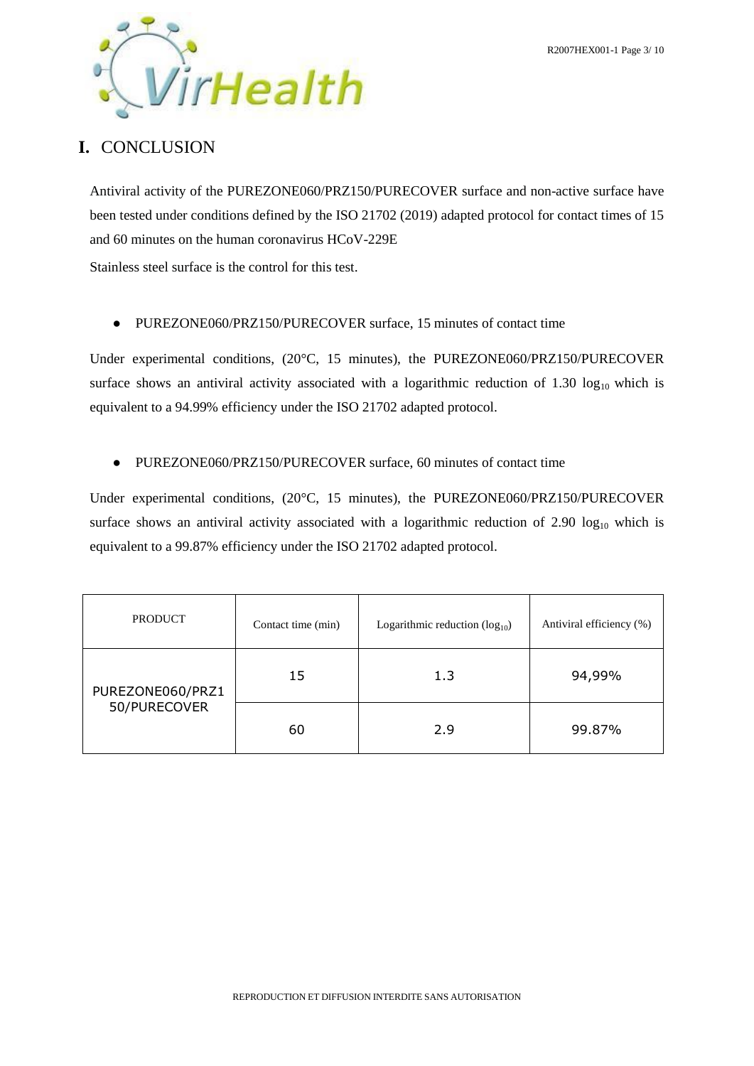# I. CONCLUSION

Antiviral activity of the PUREZONE060/PRZ150/PURECOVER surface and non-active surface have been tested under conditions defined by the ISO 21702 (2019) adapted protocol for contact times of 15 and 60 minutes on the human coronavirus HCoV-229E

Stainless steel surface is the control for this test.

- PUREZONE060/PRZ150/PURECOVER surface, 15 minutes of contact time

Under experimental conditions, (20°C, 15 minutes), the PUREZONE060/PRZ150/PURECOVER surface shows an antiviral activity associated with a logarithmic reduction of 1.30 $\log_{10}$ which is equivalent to a 94.99% efficiency under the ISO 21702 adapted protocol.

- PUREZONE060/PRZ150/PURECOVER surface, 60 minutes of contact time

Under experimental conditions, (20°C, 15 minutes), the PUREZONE060/PRZ150/PURECOVER surface shows an antiviral activity associated with a logarithmic reduction of 2.90 $\log_{10}$ which is equivalent to a 99.87% efficiency under the ISO 21702 adapted protocol.

| PRODUCT | Contact time (min) | Logarithmic reduction ($\log_{10}$) | Antiviral efficiency (%) |
|---|---|---|---|
| PUREZONE060/PRZ150/PURECOVER | 15 | 1.3 | 94,99% |
| | 60 | 2.9 | 99.87% |

REPRODUCTION ET DIFFUSION INTERDITE SANS AUTORISATION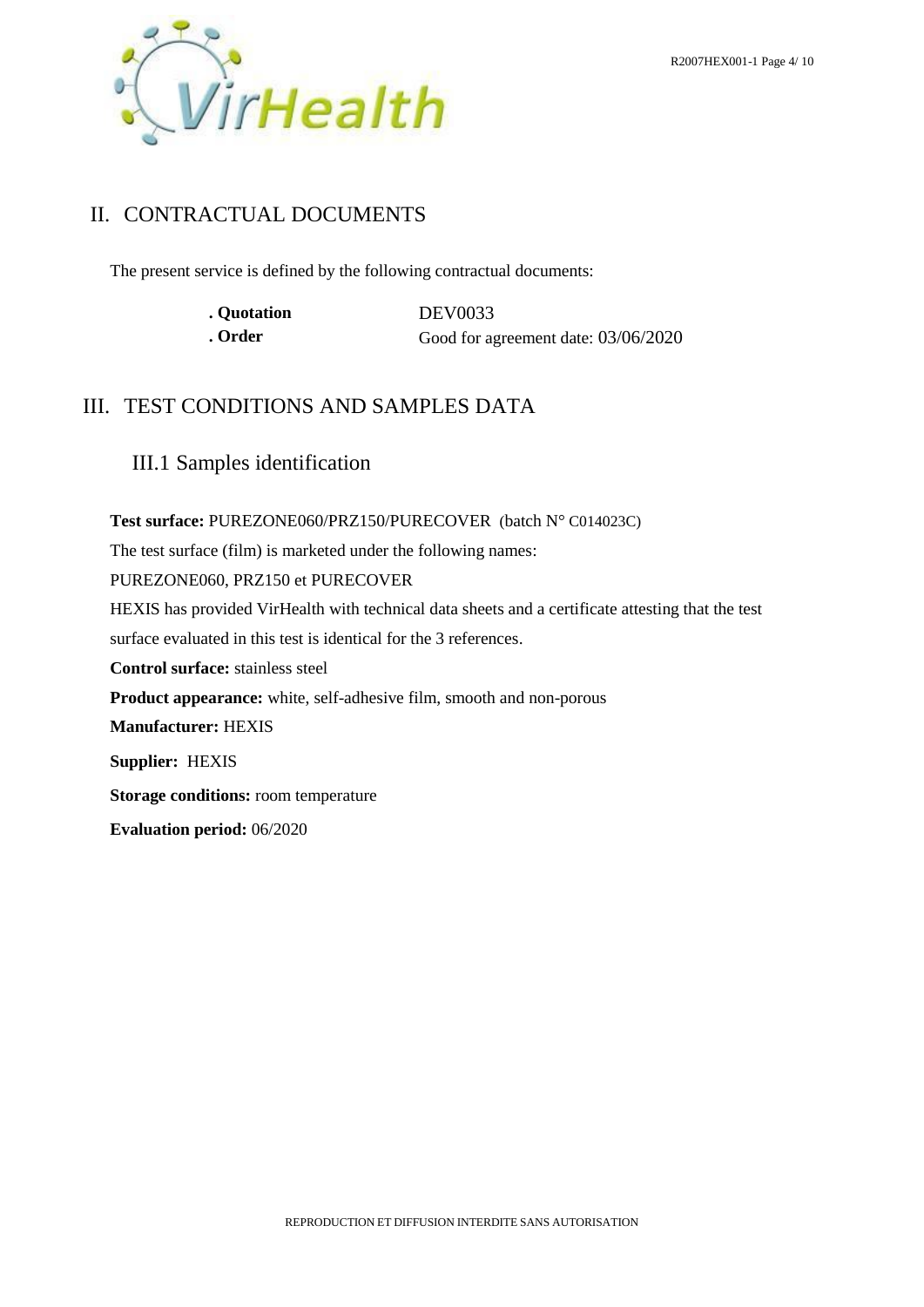## II. CONTRACTUAL DOCUMENTS

The present service is defined by the following contractual documents:

| | |
|---|---|
| **. Quotation** | DEV0033 |
| **. Order** | Good for agreement date: 03/06/2020 |

## III. TEST CONDITIONS AND SAMPLES DATA

### III.1 Samples identification

**Test surface:** PUREZONE060/PRZ150/PURECOVER (batch N° C014023C)

The test surface (film) is marketed under the following names:

PUREZONE060, PRZ150 et PURECOVER

HEXIS has provided VirHealth with technical data sheets and a certificate attesting that the test surface evaluated in this test is identical for the 3 references.

**Control surface:** stainless steel

**Product appearance:** white, self-adhesive film, smooth and non-porous

**Manufacturer:** HEXIS

**Supplier:** HEXIS

**Storage conditions:** room temperature

**Evaluation period:** 06/2020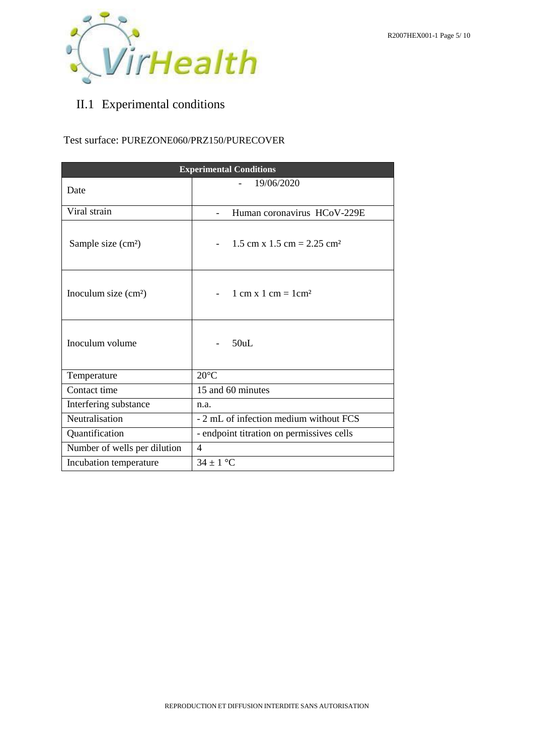## II.1 Experimental conditions

Test surface: PUREZONE060/PRZ150/PURECOVER

| Experimental Conditions | |
|---|---|
| Date | - 19/06/2020 |
| Viral strain | - Human coronavirus HCoV-229E |
| Sample size (cm²) | - 1.5 cm x 1.5 cm = 2.25 cm² |
| Inoculum size (cm²) | - 1 cm x 1 cm = 1cm² |
| Inoculum volume | - 50uL |
| Temperature | 20°C |
| Contact time | 15 and 60 minutes |
| Interfering substance | n.a. |
| Neutralisation | - 2 mL of infection medium without FCS |
| Quantification | - endpoint titration on permissives cells |
| Number of wells per dilution | 4 |
| Incubation temperature | 34 ± 1 °C |

REPRODUCTION ET DIFFUSION INTERDITE SANS AUTORISATION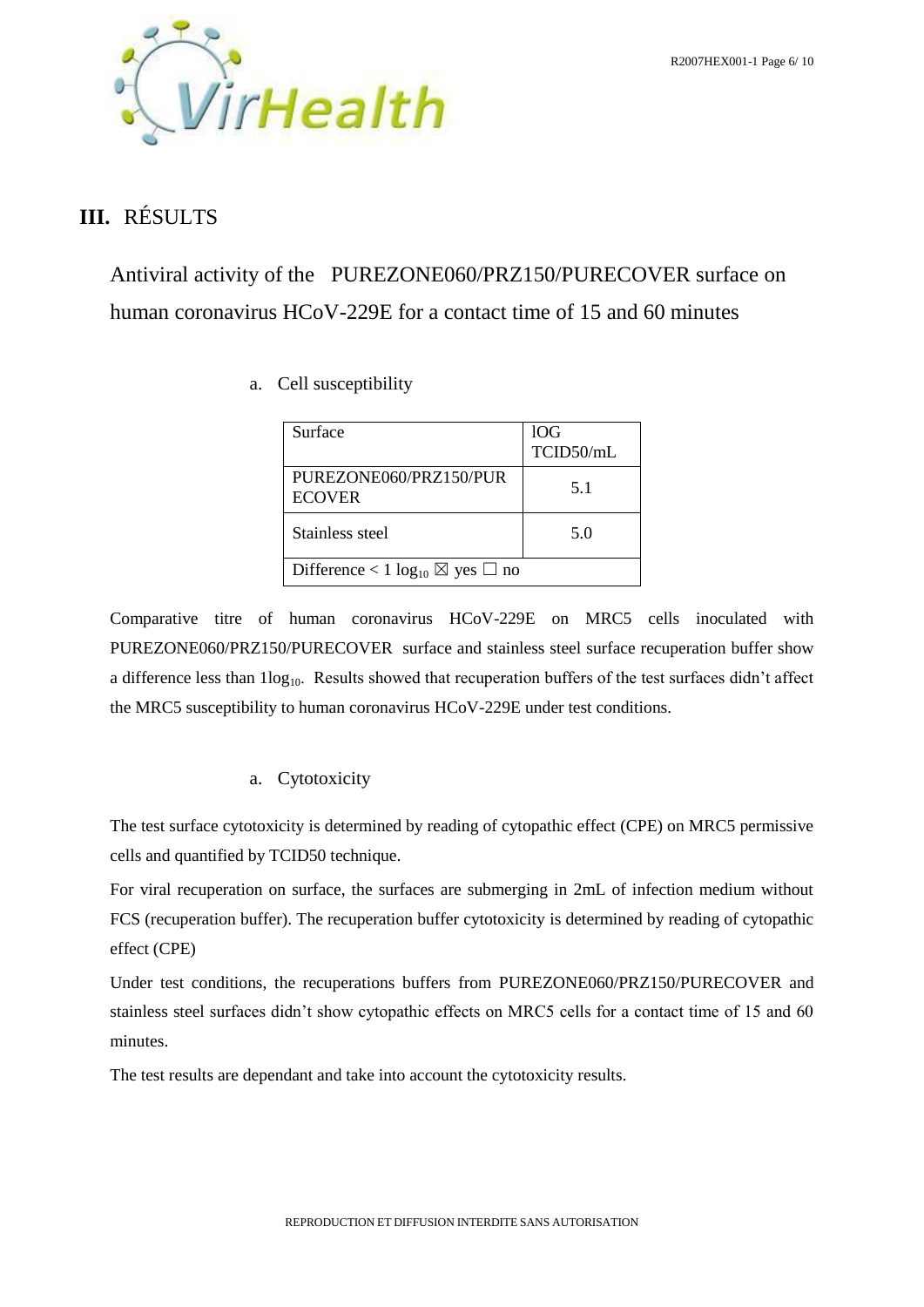## III. RÉSULTS

### Antiviral activity of the PUREZONE060/PRZ150/PURECOVER surface on human coronavirus HCoV-229E for a contact time of 15 and 60 minutes

a. Cell susceptibility

| Surface | lOG TCID50/mL |
|---|---|
| PUREZONE060/PRZ150/PURECOVER | 5.1 |
| Stainless steel | 5.0 |
| Difference < 1 $\log_{10}$ ☒ yes ☐ no | |

Comparative titre of human coronavirus HCoV-229E on MRC5 cells inoculated with PUREZONE060/PRZ150/PURECOVER surface and stainless steel surface recuperation buffer show a difference less than $1\log_{10}$. Results showed that recuperation buffers of the test surfaces didn't affect the MRC5 susceptibility to human coronavirus HCoV-229E under test conditions.

a. Cytotoxicity

The test surface cytotoxicity is determined by reading of cytopathic effect (CPE) on MRC5 permissive cells and quantified by TCID50 technique.

For viral recuperation on surface, the surfaces are submerging in 2mL of infection medium without FCS (recuperation buffer). The recuperation buffer cytotoxicity is determined by reading of cytopathic effect (CPE)

Under test conditions, the recuperations buffers from PUREZONE060/PRZ150/PURECOVER and stainless steel surfaces didn't show cytopathic effects on MRC5 cells for a contact time of 15 and 60 minutes.

The test results are dependant and take into account the cytotoxicity results.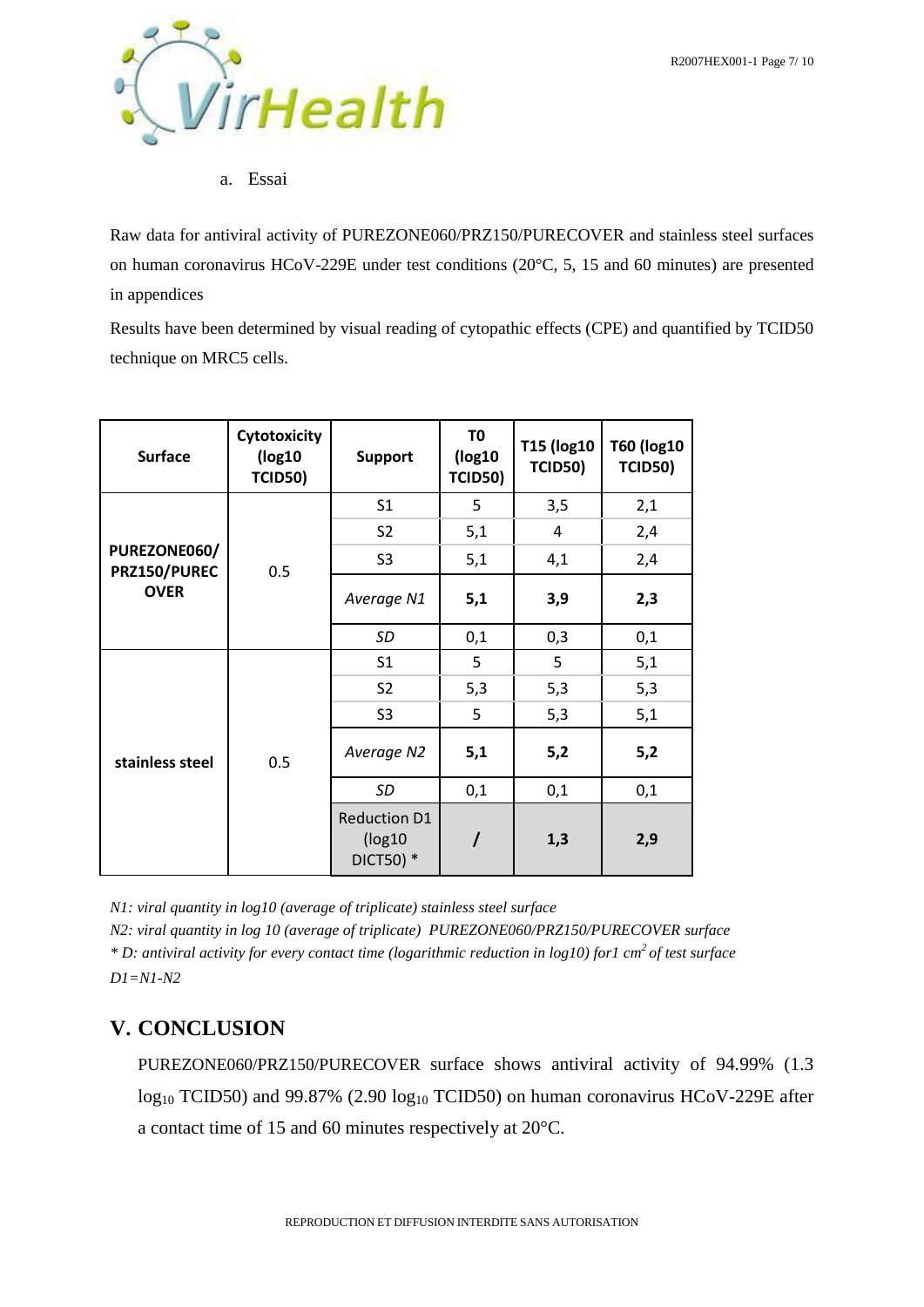a. Essai

Raw data for antiviral activity of PUREZONE060/PRZ150/PURECOVER and stainless steel surfaces on human coronavirus HCoV-229E under test conditions (20°C, 5, 15 and 60 minutes) are presented in appendices

Results have been determined by visual reading of cytopathic effects (CPE) and quantified by TCID50 technique on MRC5 cells.

| Surface | Cytotoxicity (log10 TCID50) | Support | T0 (log10 TCID50) | T15 (log10 TCID50) | T60 (log10 TCID50) |
|---|---|---|---|---|---|
| **PUREZONE060/ PRZ150/PURECOVER** | 0.5 | S1 | 5 | 3,5 | 2,1 |
| | | S2 | 5,1 | 4 | 2,4 |
| | | S3 | 5,1 | 4,1 | 2,4 |
| | | *Average N1* | **5,1** | **3,9** | **2,3** |
| | | *SD* | 0,1 | 0,3 | 0,1 |
| **stainless steel** | 0.5 | S1 | 5 | 5 | 5,1 |
| | | S2 | 5,3 | 5,3 | 5,3 |
| | | S3 | 5 | 5,3 | 5,1 |
| | | *Average N2* | **5,1** | **5,2** | **5,2** |
| | | *SD* | 0,1 | 0,1 | 0,1 |
| | | Reduction D1 (log10 DICT50) * | **/** | **1,3** | **2,9** |

*N1: viral quantity in log10 (average of triplicate) stainless steel surface*
*N2: viral quantity in log 10 (average of triplicate) PUREZONE060/PRZ150/PURECOVER surface*
*\* D: antiviral activity for every contact time (logarithmic reduction in log10) for1 cm$^2$ of test surface*
*D1=N1-N2*

## V. CONCLUSION

PUREZONE060/PRZ150/PURECOVER surface shows antiviral activity of 94.99% (1.3 $\log_{10}$ TCID50) and 99.87% (2.90 $\log_{10}$ TCID50) on human coronavirus HCoV-229E after a contact time of 15 and 60 minutes respectively at 20°C.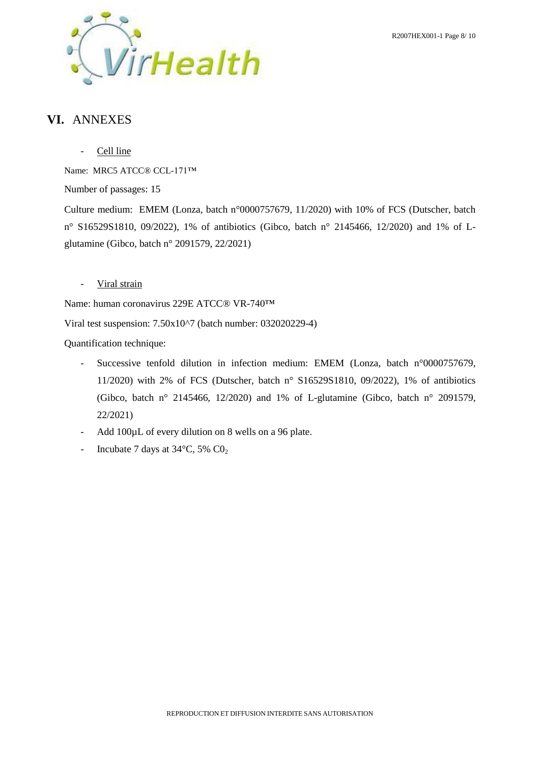# VI. ANNEXES

- Cell line

Name: MRC5 ATCC® CCL-171™

Number of passages: 15

Culture medium: EMEM (Lonza, batch n°0000757679, 11/2020) with 10% of FCS (Dutscher, batch n° S16529S1810, 09/2022), 1% of antibiotics (Gibco, batch n° 2145466, 12/2020) and 1% of L-glutamine (Gibco, batch n° 2091579, 22/2021)

- Viral strain

Name: human coronavirus 229E ATCC® VR-740™

Viral test suspension: 7.50x10^7 (batch number: 032020229-4)

Quantification technique:

- Successive tenfold dilution in infection medium: EMEM (Lonza, batch n°0000757679, 11/2020) with 2% of FCS (Dutscher, batch n° S16529S1810, 09/2022), 1% of antibiotics (Gibco, batch n° 2145466, 12/2020) and 1% of L-glutamine (Gibco, batch n° 2091579, 22/2021)
- Add 100µL of every dilution on 8 wells on a 96 plate.
- Incubate 7 days at 34°C, 5% $C0_2$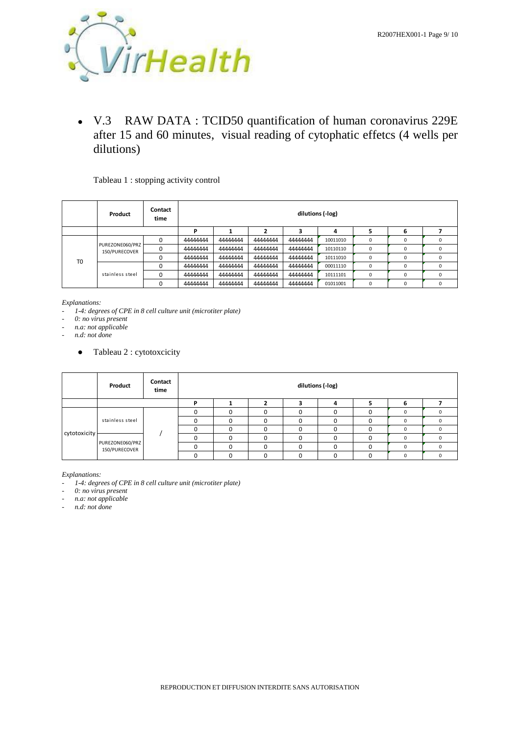- V.3 RAW DATA : TCID50 quantification of human coronavirus 229E after 15 and 60 minutes, visual reading of cytophatic effetcs (4 wells per dilutions)

Tableau 1 : stopping activity control

| | Product | Contact time | dilutions (-log) | | | | | | | |
|---|---|---|---|---|---|---|---|---|---|---|
| | | | P | 1 | 2 | 3 | 4 | 5 | 6 | 7 |
| T0 | PUREZONE060/PRZ 150/PURECOVER | 0 | 44444444 | 44444444 | 44444444 | 44444444 | 10011010 | 0 | 0 | 0 |
| | | 0 | 44444444 | 44444444 | 44444444 | 44444444 | 10110110 | 0 | 0 | 0 |
| | | 0 | 44444444 | 44444444 | 44444444 | 44444444 | 10111010 | 0 | 0 | 0 |
| | stainless steel | 0 | 44444444 | 44444444 | 44444444 | 44444444 | 00011110 | 0 | 0 | 0 |
| | | 0 | 44444444 | 44444444 | 44444444 | 44444444 | 10111101 | 0 | 0 | 0 |
| | | 0 | 44444444 | 44444444 | 44444444 | 44444444 | 01011001 | 0 | 0 | 0 |

*Explanations:*

- *1-4: degrees of CPE in 8 cell culture unit (microtiter plate)*
- *0: no virus present*
- *n.a: not applicable*
- *n.d: not done*

- Tableau 2 : cytotoxcicity

| | Product | Contact time | dilutions (-log) | | | | | | | |
|---|---|---|---|---|---|---|---|---|---|---|
| | | | P | 1 | 2 | 3 | 4 | 5 | 6 | 7 |
| cytotoxicity | stainless steel | / | 0 | 0 | 0 | 0 | 0 | 0 | 0 | 0 |
| | | | 0 | 0 | 0 | 0 | 0 | 0 | 0 | 0 |
| | | | 0 | 0 | 0 | 0 | 0 | 0 | 0 | 0 |
| | PUREZONE060/PRZ 150/PURECOVER | | 0 | 0 | 0 | 0 | 0 | 0 | 0 | 0 |
| | | | 0 | 0 | 0 | 0 | 0 | 0 | 0 | 0 |
| | | | 0 | 0 | 0 | 0 | 0 | 0 | 0 | 0 |

*Explanations:*

- *1-4: degrees of CPE in 8 cell culture unit (microtiter plate)*
- *0: no virus present*
- *n.a: not applicable*
- *n.d: not done*

REPRODUCTION ET DIFFUSION INTERDITE SANS AUTORISATION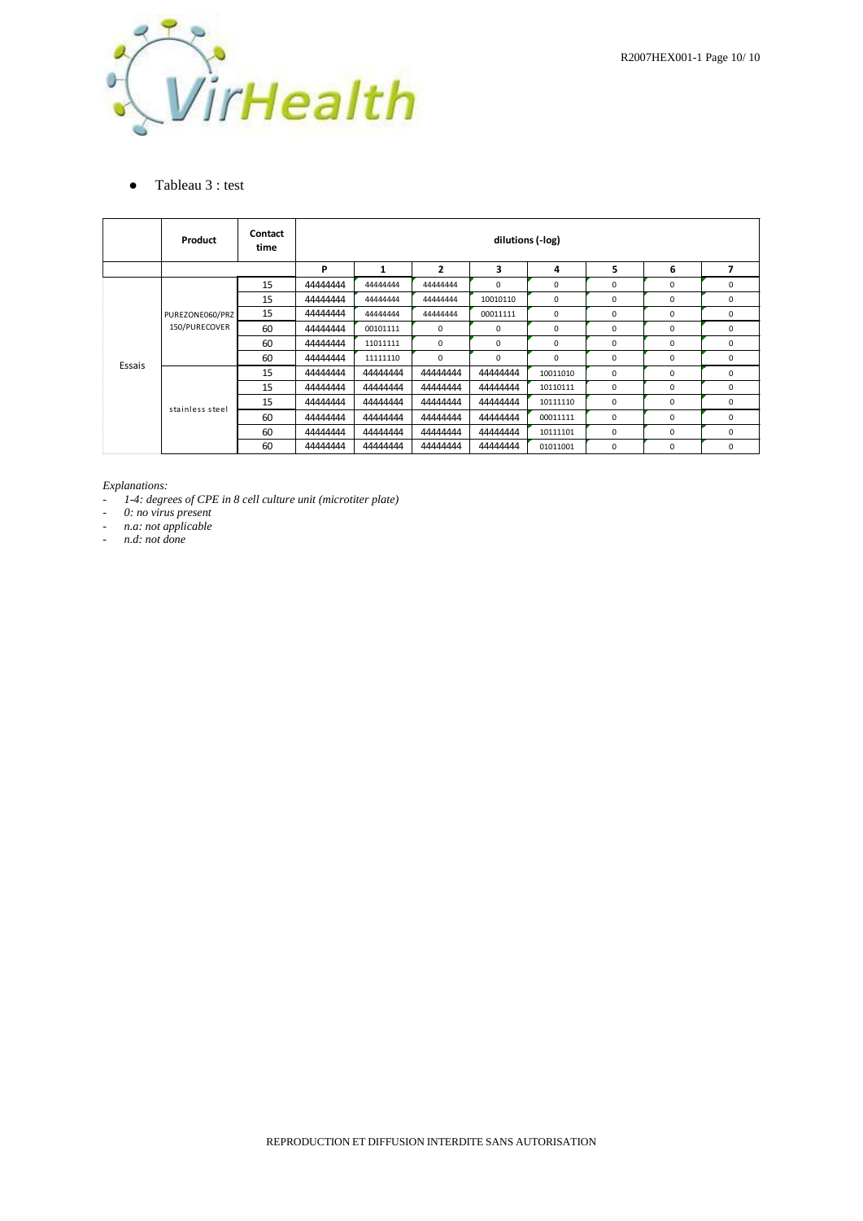- Tableau 3 : test

| | Product | Contact time | dilutions (-log) | | | | | | | |
|---|---|---|---|---|---|---|---|---|---|---|
| | | | P | 1 | 2 | 3 | 4 | 5 | 6 | 7 |
| Essais | PUREZONE060/PRZ 150/PURECOVER | 15 | 44444444 | 44444444 | 44444444 | 0 | 0 | 0 | 0 | 0 |
| | | 15 | 44444444 | 44444444 | 44444444 | 10010110 | 0 | 0 | 0 | 0 |
| | | 15 | 44444444 | 44444444 | 44444444 | 00011111 | 0 | 0 | 0 | 0 |
| | | 60 | 44444444 | 00101111 | 0 | 0 | 0 | 0 | 0 | 0 |
| | | 60 | 44444444 | 11011111 | 0 | 0 | 0 | 0 | 0 | 0 |
| | | 60 | 44444444 | 11111110 | 0 | 0 | 0 | 0 | 0 | 0 |
| | stainless steel | 15 | 44444444 | 44444444 | 44444444 | 44444444 | 10011010 | 0 | 0 | 0 |
| | | 15 | 44444444 | 44444444 | 44444444 | 44444444 | 10110111 | 0 | 0 | 0 |
| | | 15 | 44444444 | 44444444 | 44444444 | 44444444 | 10111110 | 0 | 0 | 0 |
| | | 60 | 44444444 | 44444444 | 44444444 | 44444444 | 00011111 | 0 | 0 | 0 |
| | | 60 | 44444444 | 44444444 | 44444444 | 44444444 | 10111101 | 0 | 0 | 0 |
| | | 60 | 44444444 | 44444444 | 44444444 | 44444444 | 01011001 | 0 | 0 | 0 |

*Explanations:*

- *1-4: degrees of CPE in 8 cell culture unit (microtiter plate)*
- *0: no virus present*
- *n.a: not applicable*
- *n.d: not done*

REPRODUCTION ET DIFFUSION INTERDITE SANS AUTORISATION